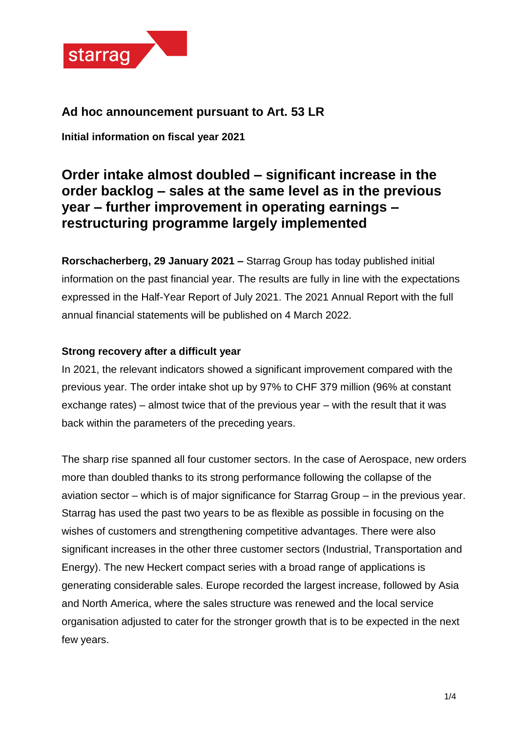starrag

## Ad hoc announcement pursuant to Art. 53 LR

**Initial information on fiscal year 2021**

# Order intake almost doubled – significant increase in the order backlog – sales at the same level as in the previous year – further improvement in operating earnings – restructuring programme largely implemented

**Rorschacherberg, 29 January 2021 –** Starrag Group has today published initial information on the past financial year. The results are fully in line with the expectations expressed in the Half-Year Report of July 2021. The 2021 Annual Report with the full annual financial statements will be published on 4 March 2022.

**Strong recovery after a difficult year**

In 2021, the relevant indicators showed a significant improvement compared with the previous year. The order intake shot up by 97% to CHF 379 million (96% at constant exchange rates) – almost twice that of the previous year – with the result that it was back within the parameters of the preceding years.

The sharp rise spanned all four customer sectors. In the case of Aerospace, new orders more than doubled thanks to its strong performance following the collapse of the aviation sector – which is of major significance for Starrag Group – in the previous year. Starrag has used the past two years to be as flexible as possible in focusing on the wishes of customers and strengthening competitive advantages. There were also significant increases in the other three customer sectors (Industrial, Transportation and Energy). The new Heckert compact series with a broad range of applications is generating considerable sales. Europe recorded the largest increase, followed by Asia and North America, where the sales structure was renewed and the local service organisation adjusted to cater for the stronger growth that is to be expected in the next few years.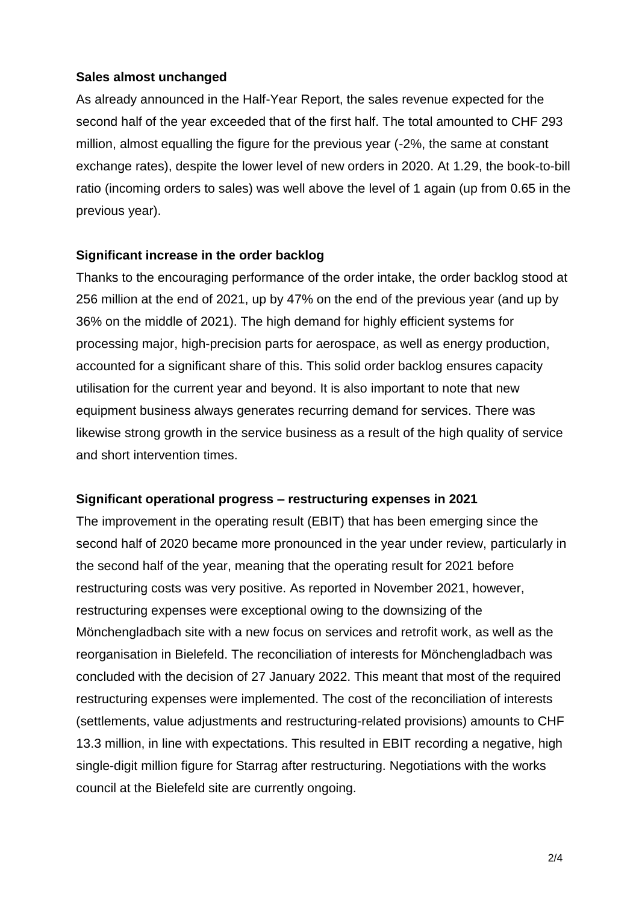**Sales almost unchanged**

As already announced in the Half-Year Report, the sales revenue expected for the second half of the year exceeded that of the first half. The total amounted to CHF 293 million, almost equalling the figure for the previous year (-2%, the same at constant exchange rates), despite the lower level of new orders in 2020. At 1.29, the book-to-bill ratio (incoming orders to sales) was well above the level of 1 again (up from 0.65 in the previous year).

**Significant increase in the order backlog**

Thanks to the encouraging performance of the order intake, the order backlog stood at 256 million at the end of 2021, up by 47% on the end of the previous year (and up by 36% on the middle of 2021). The high demand for highly efficient systems for processing major, high-precision parts for aerospace, as well as energy production, accounted for a significant share of this. This solid order backlog ensures capacity utilisation for the current year and beyond. It is also important to note that new equipment business always generates recurring demand for services. There was likewise strong growth in the service business as a result of the high quality of service and short intervention times.

**Significant operational progress – restructuring expenses in 2021**

The improvement in the operating result (EBIT) that has been emerging since the second half of 2020 became more pronounced in the year under review, particularly in the second half of the year, meaning that the operating result for 2021 before restructuring costs was very positive. As reported in November 2021, however, restructuring expenses were exceptional owing to the downsizing of the Mönchengladbach site with a new focus on services and retrofit work, as well as the reorganisation in Bielefeld. The reconciliation of interests for Mönchengladbach was concluded with the decision of 27 January 2022. This meant that most of the required restructuring expenses were implemented. The cost of the reconciliation of interests (settlements, value adjustments and restructuring-related provisions) amounts to CHF 13.3 million, in line with expectations. This resulted in EBIT recording a negative, high single-digit million figure for Starrag after restructuring. Negotiations with the works council at the Bielefeld site are currently ongoing.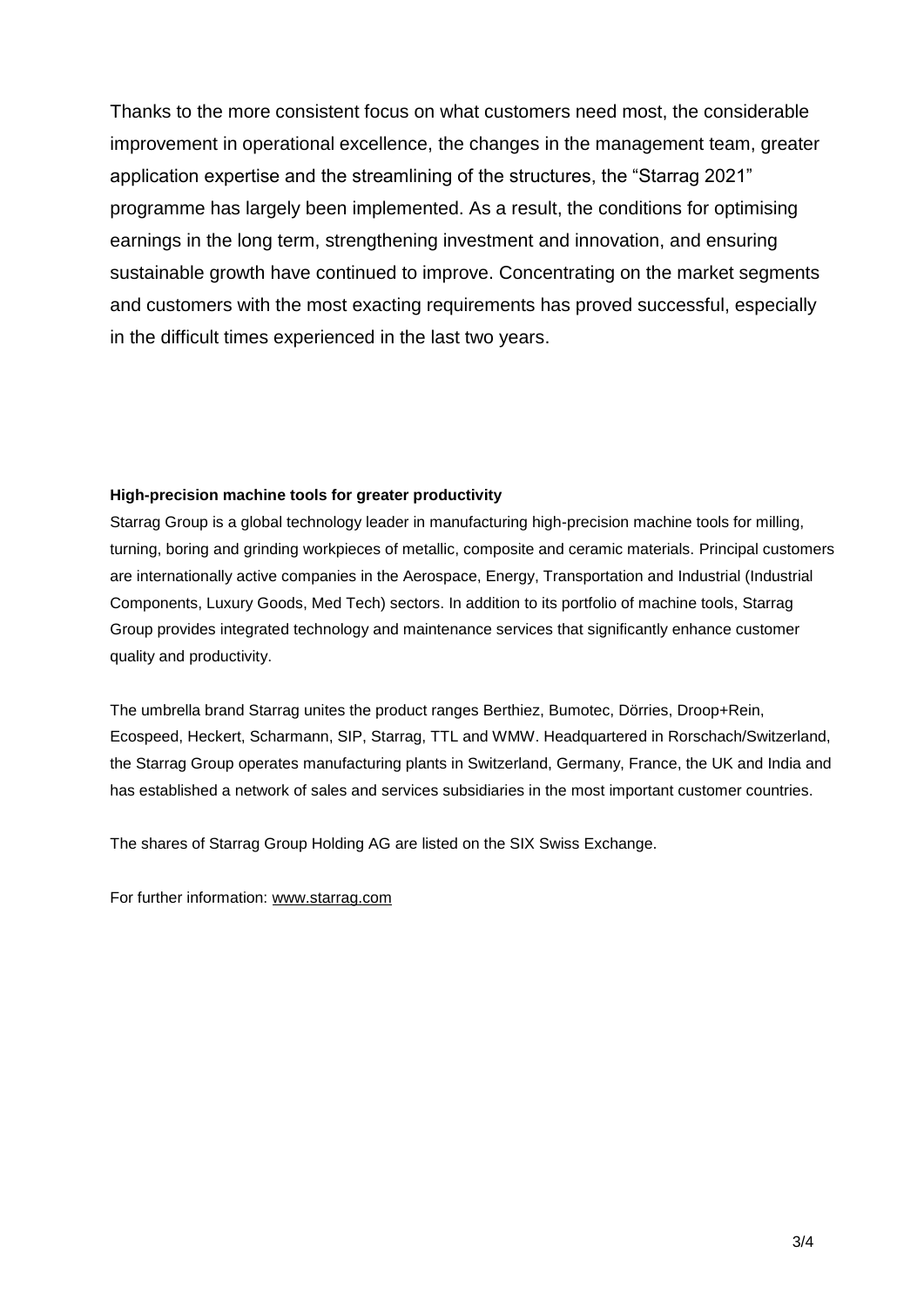Thanks to the more consistent focus on what customers need most, the considerable improvement in operational excellence, the changes in the management team, greater application expertise and the streamlining of the structures, the "Starrag 2021" programme has largely been implemented. As a result, the conditions for optimising earnings in the long term, strengthening investment and innovation, and ensuring sustainable growth have continued to improve. Concentrating on the market segments and customers with the most exacting requirements has proved successful, especially in the difficult times experienced in the last two years.

**High-precision machine tools for greater productivity**

Starrag Group is a global technology leader in manufacturing high-precision machine tools for milling, turning, boring and grinding workpieces of metallic, composite and ceramic materials. Principal customers are internationally active companies in the Aerospace, Energy, Transportation and Industrial (Industrial Components, Luxury Goods, Med Tech) sectors. In addition to its portfolio of machine tools, Starrag Group provides integrated technology and maintenance services that significantly enhance customer quality and productivity.

The umbrella brand Starrag unites the product ranges Berthiez, Bumotec, Dörries, Droop+Rein, Ecospeed, Heckert, Scharmann, SIP, Starrag, TTL and WMW. Headquartered in Rorschach/Switzerland, the Starrag Group operates manufacturing plants in Switzerland, Germany, France, the UK and India and has established a network of sales and services subsidiaries in the most important customer countries.

The shares of Starrag Group Holding AG are listed on the SIX Swiss Exchange.

For further information: www.starrag.com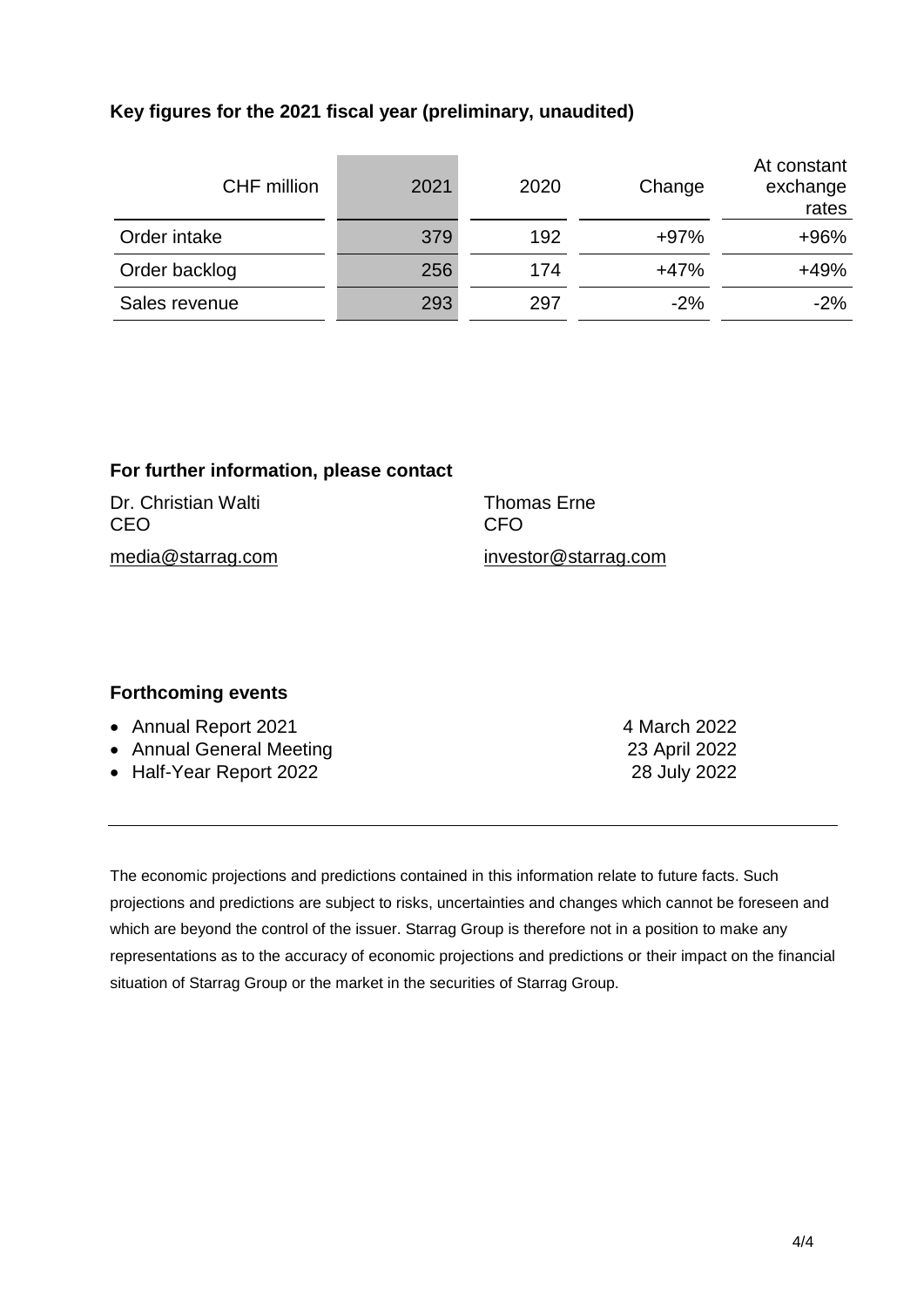## Key figures for the 2021 fiscal year (preliminary, unaudited)

| CHF million | 2021 | 2020 | Change | At constant exchange rates |
|---|---|---|---|---|
| Order intake | 379 | 192 | +97% | +96% |
| Order backlog | 256 | 174 | +47% | +49% |
| Sales revenue | 293 | 297 | -2% | -2% |

## For further information, please contact

Dr. Christian Walti
CEO
media@starrag.com

Thomas Erne
CFO
investor@starrag.com

## Forthcoming events

- Annual Report 2021 — 4 March 2022
- Annual General Meeting — 23 April 2022
- Half-Year Report 2022 — 28 July 2022

---

The economic projections and predictions contained in this information relate to future facts. Such projections and predictions are subject to risks, uncertainties and changes which cannot be foreseen and which are beyond the control of the issuer. Starrag Group is therefore not in a position to make any representations as to the accuracy of economic projections and predictions or their impact on the financial situation of Starrag Group or the market in the securities of Starrag Group.